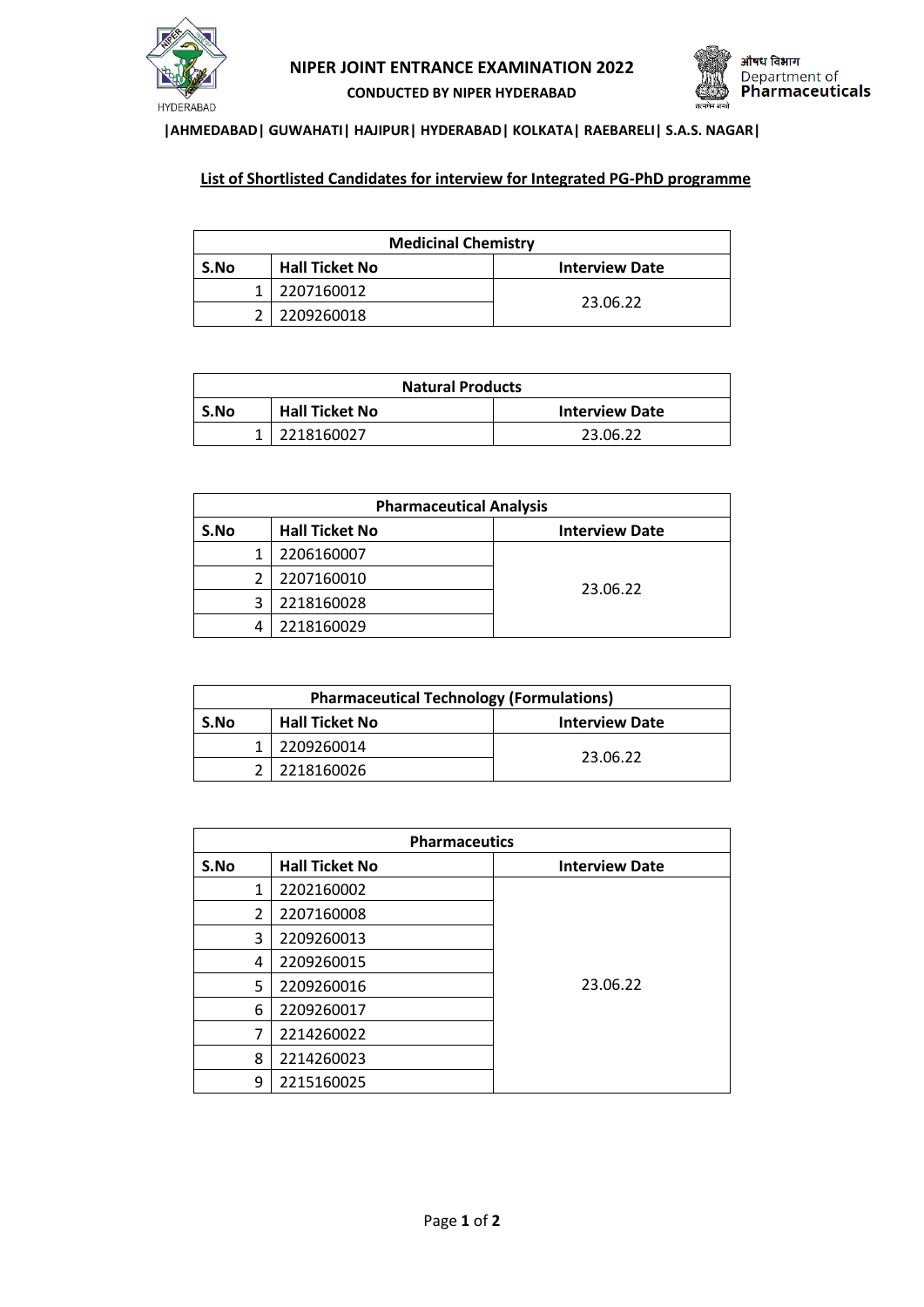# NIPER JOINT ENTRANCE EXAMINATION 2022

**CONDUCTED BY NIPER HYDERABAD**

औषध विभाग
Department of
**Pharmaceuticals**

**|AHMEDABAD| GUWAHATI| HAJIPUR| HYDERABAD| KOLKATA| RAEBARELI| S.A.S. NAGAR|**

## List of Shortlisted Candidates for interview for Integrated PG-PhD programme

| Medicinal Chemistry | | |
|---|---|---|
| **S.No** | **Hall Ticket No** | **Interview Date** |
| 1 | 2207160012 | 23.06.22 |
| 2 | 2209260018 | |

| Natural Products | | |
|---|---|---|
| **S.No** | **Hall Ticket No** | **Interview Date** |
| 1 | 2218160027 | 23.06.22 |

| Pharmaceutical Analysis | | |
|---|---|---|
| **S.No** | **Hall Ticket No** | **Interview Date** |
| 1 | 2206160007 | 23.06.22 |
| 2 | 2207160010 | |
| 3 | 2218160028 | |
| 4 | 2218160029 | |

| Pharmaceutical Technology (Formulations) | | |
|---|---|---|
| **S.No** | **Hall Ticket No** | **Interview Date** |
| 1 | 2209260014 | 23.06.22 |
| 2 | 2218160026 | |

| Pharmaceutics | | |
|---|---|---|
| **S.No** | **Hall Ticket No** | **Interview Date** |
| 1 | 2202160002 | 23.06.22 |
| 2 | 2207160008 | |
| 3 | 2209260013 | |
| 4 | 2209260015 | |
| 5 | 2209260016 | |
| 6 | 2209260017 | |
| 7 | 2214260022 | |
| 8 | 2214260023 | |
| 9 | 2215160025 | |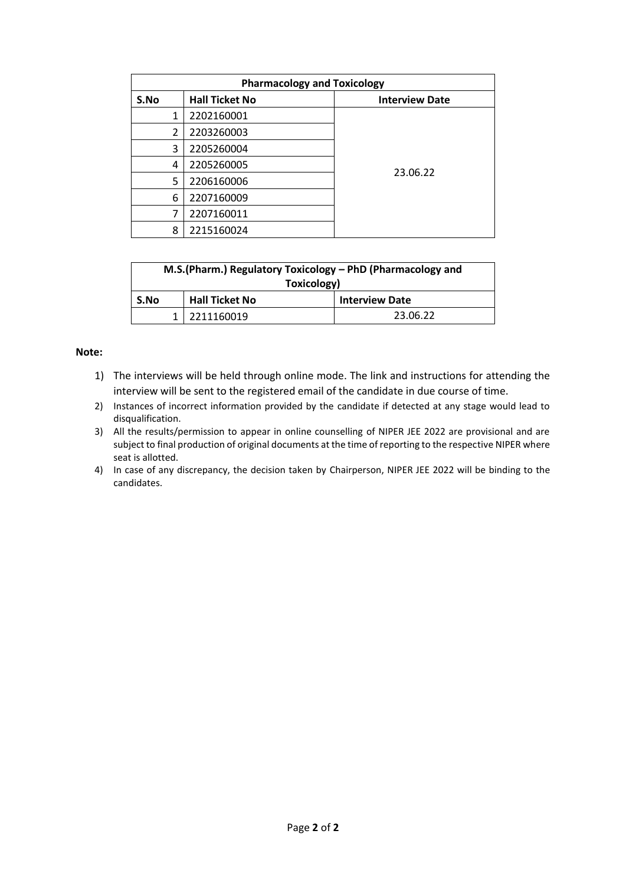| Pharmacology and Toxicology | | |
|---|---|---|
| **S.No** | **Hall Ticket No** | **Interview Date** |
| 1 | 2202160001 | 23.06.22 |
| 2 | 2203260003 | |
| 3 | 2205260004 | |
| 4 | 2205260005 | |
| 5 | 2206160006 | |
| 6 | 2207160009 | |
| 7 | 2207160011 | |
| 8 | 2215160024 | |

| M.S.(Pharm.) Regulatory Toxicology – PhD (Pharmacology and Toxicology) | | |
|---|---|---|
| **S.No** | **Hall Ticket No** | **Interview Date** |
| 1 | 2211160019 | 23.06.22 |

**Note:**

1) The interviews will be held through online mode. The link and instructions for attending the interview will be sent to the registered email of the candidate in due course of time.
2) Instances of incorrect information provided by the candidate if detected at any stage would lead to disqualification.
3) All the results/permission to appear in online counselling of NIPER JEE 2022 are provisional and are subject to final production of original documents at the time of reporting to the respective NIPER where seat is allotted.
4) In case of any discrepancy, the decision taken by Chairperson, NIPER JEE 2022 will be binding to the candidates.